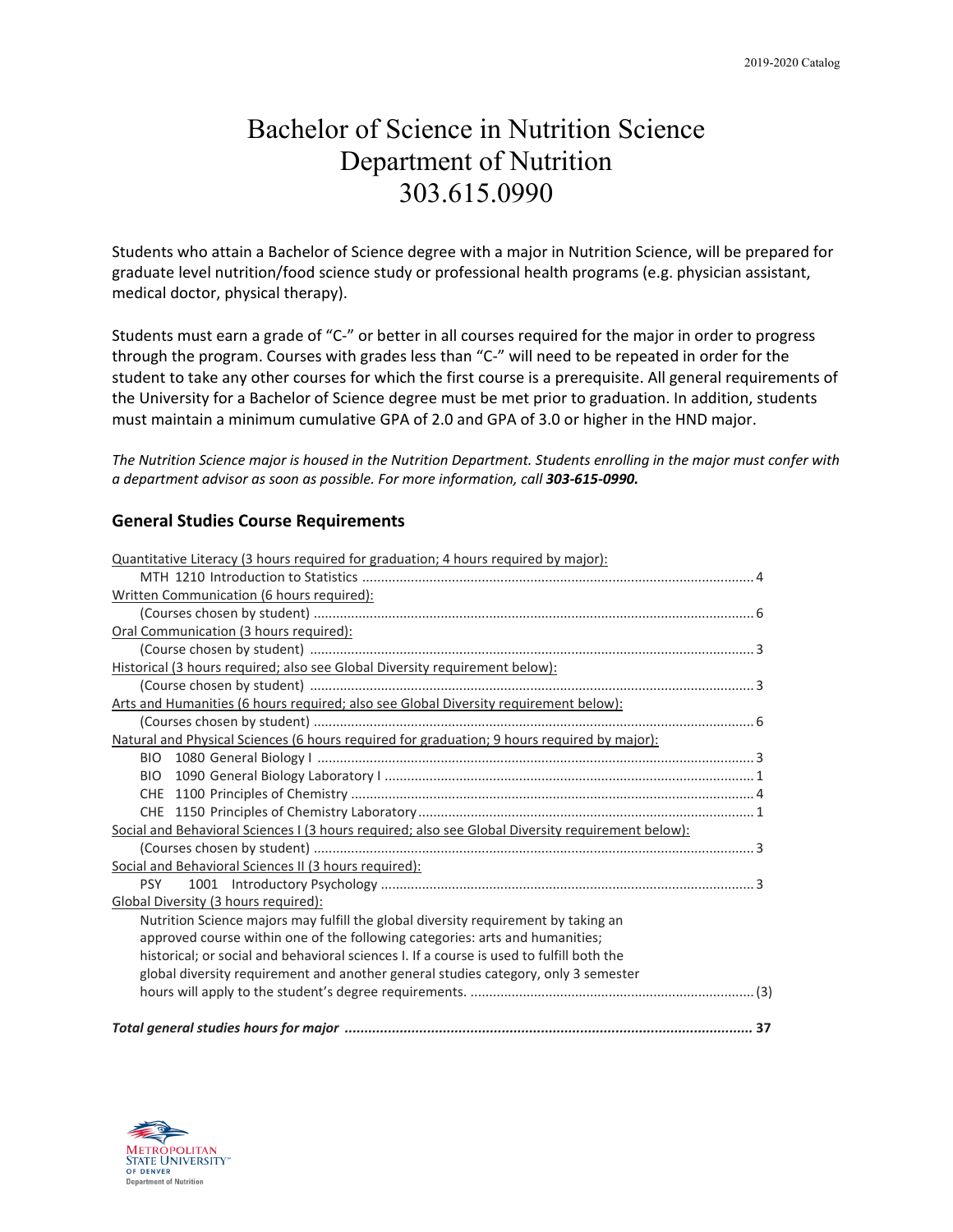# Bachelor of Science in Nutrition Science
# Department of Nutrition
# 303.615.0990

Students who attain a Bachelor of Science degree with a major in Nutrition Science, will be prepared for graduate level nutrition/food science study or professional health programs (e.g. physician assistant, medical doctor, physical therapy).

Students must earn a grade of "C-" or better in all courses required for the major in order to progress through the program. Courses with grades less than "C-" will need to be repeated in order for the student to take any other courses for which the first course is a prerequisite. All general requirements of the University for a Bachelor of Science degree must be met prior to graduation. In addition, students must maintain a minimum cumulative GPA of 2.0 and GPA of 3.0 or higher in the HND major.

*The Nutrition Science major is housed in the Nutrition Department. Students enrolling in the major must confer with a department advisor as soon as possible. For more information, call **303-615-0990.***

## General Studies Course Requirements

Quantitative Literacy (3 hours required for graduation; 4 hours required by major):
- MTH 1210 Introduction to Statistics ..... 4

Written Communication (6 hours required):
- (Courses chosen by student) ..... 6

Oral Communication (3 hours required):
- (Course chosen by student) ..... 3

Historical (3 hours required; also see Global Diversity requirement below):
- (Course chosen by student) ..... 3

Arts and Humanities (6 hours required; also see Global Diversity requirement below):
- (Courses chosen by student) ..... 6

Natural and Physical Sciences (6 hours required for graduation; 9 hours required by major):
- BIO 1080 General Biology I ..... 3
- BIO 1090 General Biology Laboratory I ..... 1
- CHE 1100 Principles of Chemistry ..... 4
- CHE 1150 Principles of Chemistry Laboratory ..... 1

Social and Behavioral Sciences I (3 hours required; also see Global Diversity requirement below):
- (Courses chosen by student) ..... 3

Social and Behavioral Sciences II (3 hours required):
- PSY 1001 Introductory Psychology ..... 3

Global Diversity (3 hours required):

Nutrition Science majors may fulfill the global diversity requirement by taking an approved course within one of the following categories: arts and humanities; historical; or social and behavioral sciences I. If a course is used to fulfill both the global diversity requirement and another general studies category, only 3 semester hours will apply to the student's degree requirements. ..... (3)

***Total general studies hours for major ..... 37***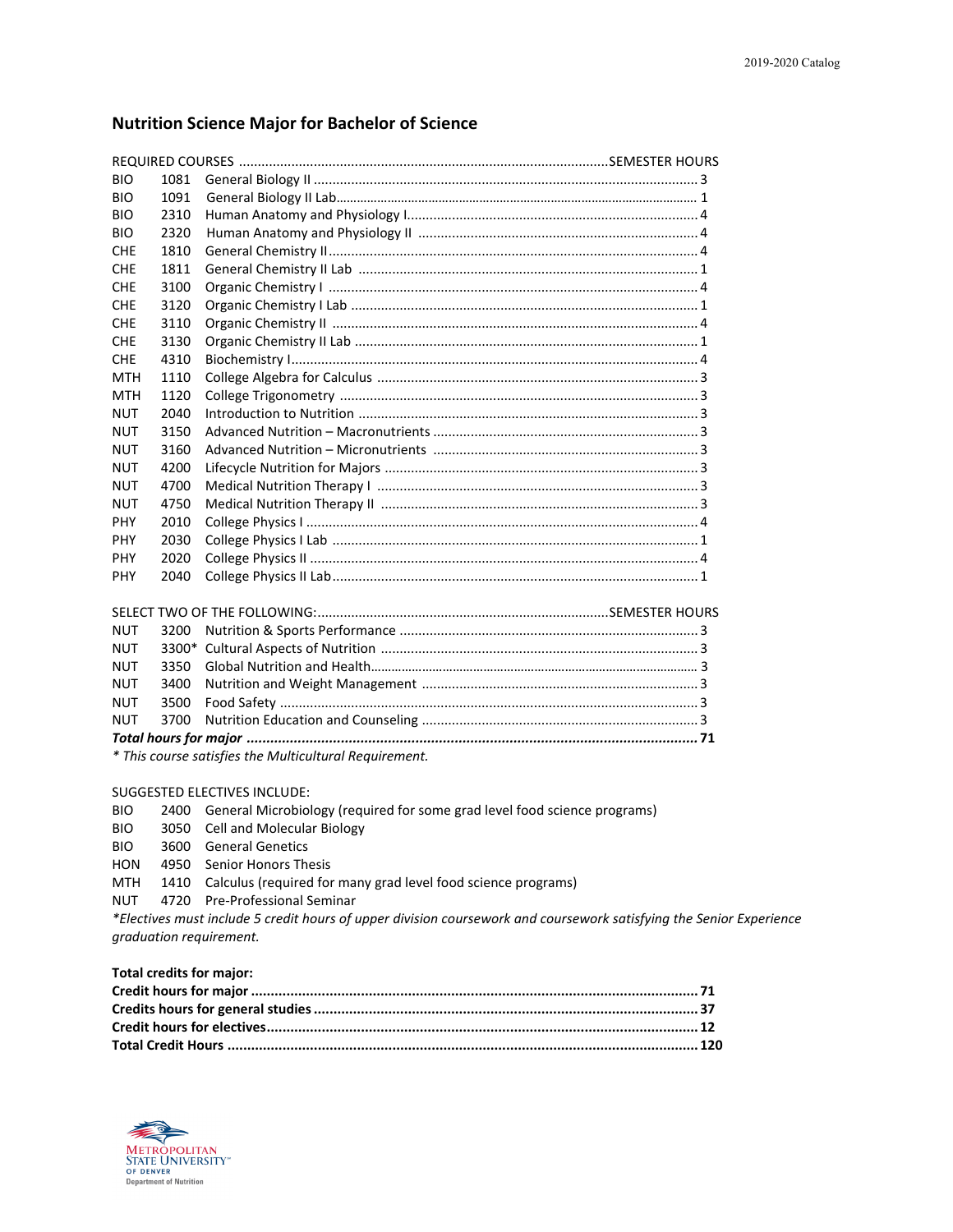## Nutrition Science Major for Bachelor of Science

| REQUIRED COURSES | | | SEMESTER HOURS |
|---|---|---|---|
| BIO | 1081 | General Biology II | 3 |
| BIO | 1091 | General Biology II Lab | 1 |
| BIO | 2310 | Human Anatomy and Physiology I | 4 |
| BIO | 2320 | Human Anatomy and Physiology II | 4 |
| CHE | 1810 | General Chemistry II | 4 |
| CHE | 1811 | General Chemistry II Lab | 1 |
| CHE | 3100 | Organic Chemistry I | 4 |
| CHE | 3120 | Organic Chemistry I Lab | 1 |
| CHE | 3110 | Organic Chemistry II | 4 |
| CHE | 3130 | Organic Chemistry II Lab | 1 |
| CHE | 4310 | Biochemistry I | 4 |
| MTH | 1110 | College Algebra for Calculus | 3 |
| MTH | 1120 | College Trigonometry | 3 |
| NUT | 2040 | Introduction to Nutrition | 3 |
| NUT | 3150 | Advanced Nutrition – Macronutrients | 3 |
| NUT | 3160 | Advanced Nutrition – Micronutrients | 3 |
| NUT | 4200 | Lifecycle Nutrition for Majors | 3 |
| NUT | 4700 | Medical Nutrition Therapy I | 3 |
| NUT | 4750 | Medical Nutrition Therapy II | 3 |
| PHY | 2010 | College Physics I | 4 |
| PHY | 2030 | College Physics I Lab | 1 |
| PHY | 2020 | College Physics II | 4 |
| PHY | 2040 | College Physics II Lab | 1 |

| SELECT TWO OF THE FOLLOWING: | | | SEMESTER HOURS |
|---|---|---|---|
| NUT | 3200 | Nutrition & Sports Performance | 3 |
| NUT | 3300* | Cultural Aspects of Nutrition | 3 |
| NUT | 3350 | Global Nutrition and Health | 3 |
| NUT | 3400 | Nutrition and Weight Management | 3 |
| NUT | 3500 | Food Safety | 3 |
| NUT | 3700 | Nutrition Education and Counseling | 3 |
| ***Total hours for major*** | | | **71** |

*\* This course satisfies the Multicultural Requirement.*

SUGGESTED ELECTIVES INCLUDE:

| | | |
|---|---|---|
| BIO | 2400 | General Microbiology (required for some grad level food science programs) |
| BIO | 3050 | Cell and Molecular Biology |
| BIO | 3600 | General Genetics |
| HON | 4950 | Senior Honors Thesis |
| MTH | 1410 | Calculus (required for many grad level food science programs) |
| NUT | 4720 | Pre-Professional Seminar |

*\*Electives must include 5 credit hours of upper division coursework and coursework satisfying the Senior Experience graduation requirement.*

**Total credits for major:**

| | |
|---|---|
| **Credit hours for major** | **71** |
| **Credits hours for general studies** | **37** |
| **Credit hours for electives** | **12** |
| **Total Credit Hours** | **120** |

METROPOLITAN STATE UNIVERSITY OF DENVER
Department of Nutrition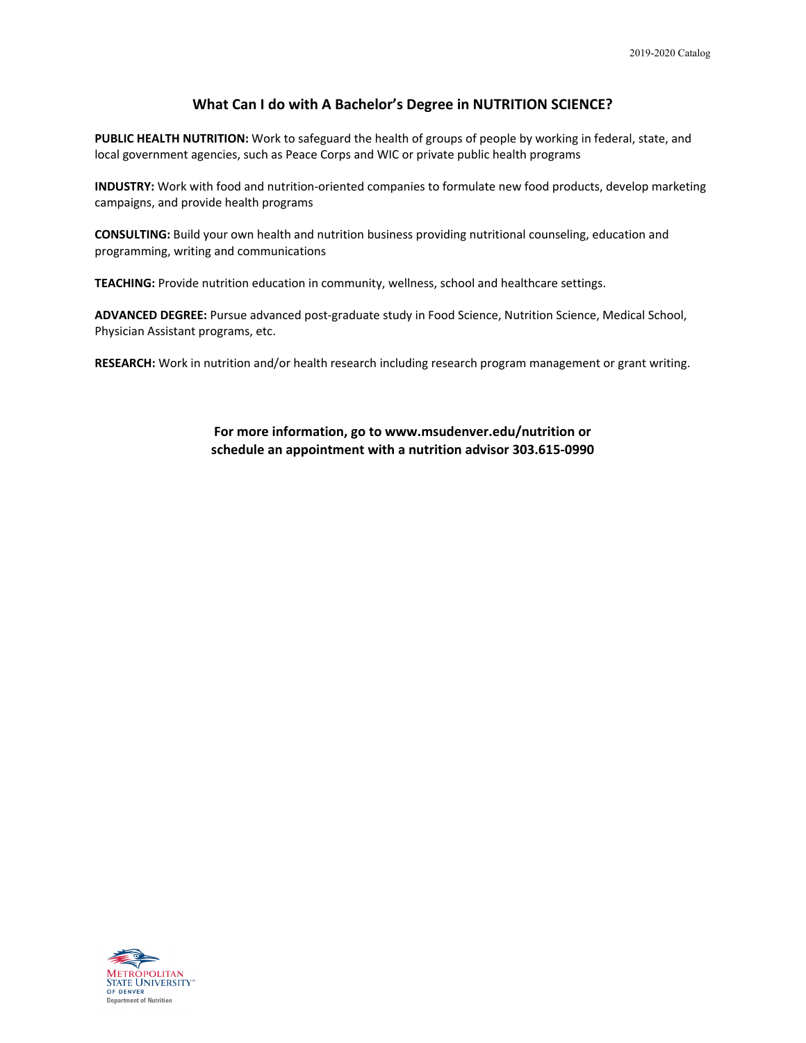## What Can I do with A Bachelor's Degree in NUTRITION SCIENCE?

**PUBLIC HEALTH NUTRITION:** Work to safeguard the health of groups of people by working in federal, state, and local government agencies, such as Peace Corps and WIC or private public health programs

**INDUSTRY:** Work with food and nutrition-oriented companies to formulate new food products, develop marketing campaigns, and provide health programs

**CONSULTING:** Build your own health and nutrition business providing nutritional counseling, education and programming, writing and communications

**TEACHING:** Provide nutrition education in community, wellness, school and healthcare settings.

**ADVANCED DEGREE:** Pursue advanced post-graduate study in Food Science, Nutrition Science, Medical School, Physician Assistant programs, etc.

**RESEARCH:** Work in nutrition and/or health research including research program management or grant writing.

**For more information, go to www.msudenver.edu/nutrition or schedule an appointment with a nutrition advisor 303.615-0990**

Metropolitan State University of Denver
Department of Nutrition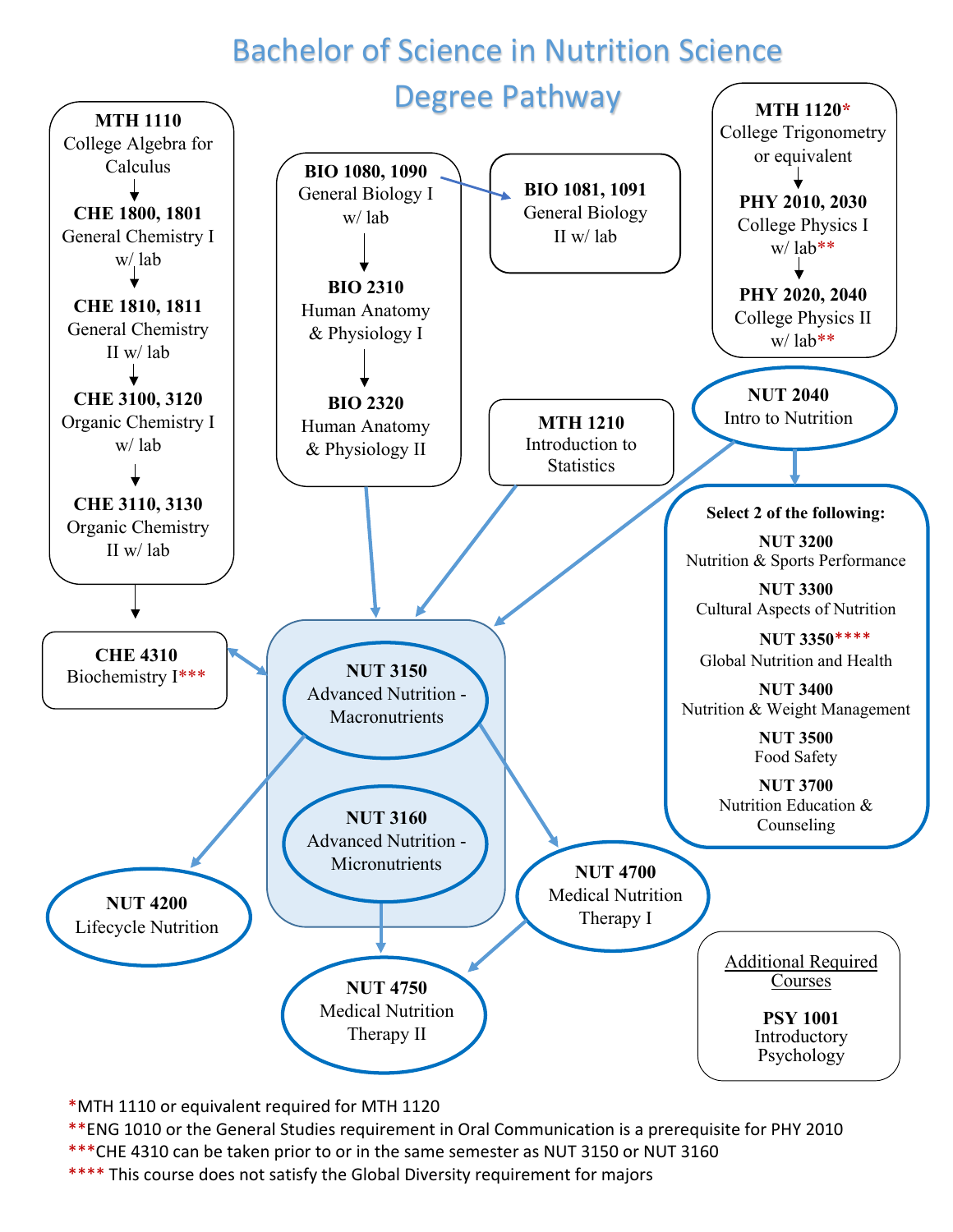# Bachelor of Science in Nutrition Science Degree Pathway

**MTH 1110**
College Algebra for Calculus

**CHE 1800, 1801**
General Chemistry I w/ lab

**CHE 1810, 1811**
General Chemistry II w/ lab

**CHE 3100, 3120**
Organic Chemistry I w/ lab

**CHE 3110, 3130**
Organic Chemistry II w/ lab

**CHE 4310**
Biochemistry I***

**BIO 1080, 1090**
General Biology I w/ lab

**BIO 1081, 1091**
General Biology II w/ lab

**BIO 2310**
Human Anatomy & Physiology I

**BIO 2320**
Human Anatomy & Physiology II

**MTH 1120***
College Trigonometry or equivalent

**PHY 2010, 2030**
College Physics I w/ lab**

**PHY 2020, 2040**
College Physics II w/ lab**

**MTH 1210**
Introduction to Statistics

**NUT 2040**
Intro to Nutrition

**Select 2 of the following:**

**NUT 3200**
Nutrition & Sports Performance

**NUT 3300**
Cultural Aspects of Nutrition

**NUT 3350******
Global Nutrition and Health

**NUT 3400**
Nutrition & Weight Management

**NUT 3500**
Food Safety

**NUT 3700**
Nutrition Education & Counseling

**NUT 3150**
Advanced Nutrition - Macronutrients

**NUT 3160**
Advanced Nutrition - Micronutrients

**NUT 4200**
Lifecycle Nutrition

**NUT 4700**
Medical Nutrition Therapy I

**NUT 4750**
Medical Nutrition Therapy II

Additional Required Courses

**PSY 1001**
Introductory Psychology

*MTH 1110 or equivalent required for MTH 1120

**ENG 1010 or the General Studies requirement in Oral Communication is a prerequisite for PHY 2010

***CHE 4310 can be taken prior to or in the same semester as NUT 3150 or NUT 3160

**** This course does not satisfy the Global Diversity requirement for majors